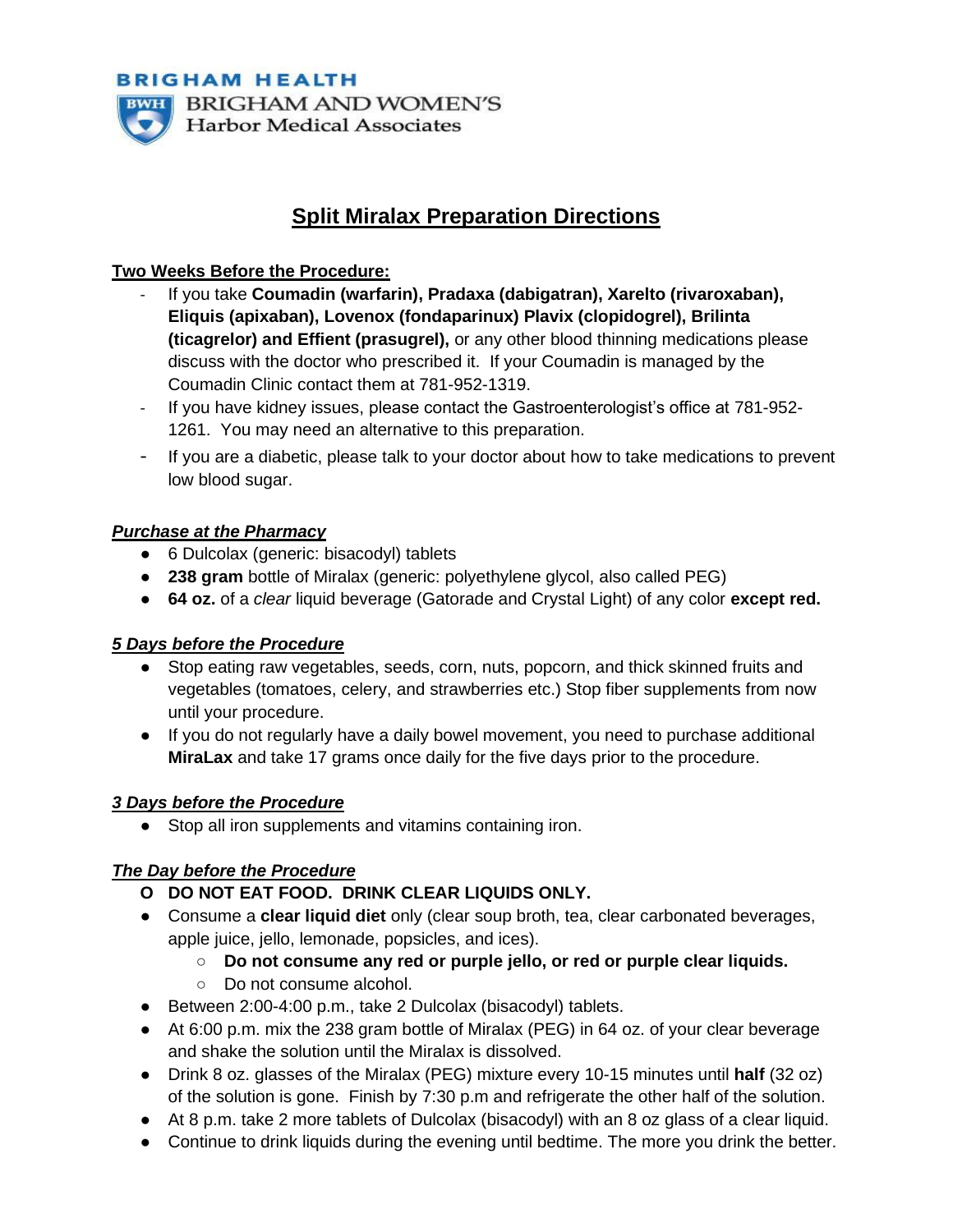BRIGHAM HEALTH

BRIGHAM AND WOMEN'S
Harbor Medical Associates

# Split Miralax Preparation Directions

## Two Weeks Before the Procedure:

- If you take **Coumadin (warfarin), Pradaxa (dabigatran), Xarelto (rivaroxaban), Eliquis (apixaban), Lovenox (fondaparinux) Plavix (clopidogrel), Brilinta (ticagrelor) and Effient (prasugrel),** or any other blood thinning medications please discuss with the doctor who prescribed it. If your Coumadin is managed by the Coumadin Clinic contact them at 781-952-1319.
- If you have kidney issues, please contact the Gastroenterologist's office at 781-952-1261. You may need an alternative to this preparation.
- If you are a diabetic, please talk to your doctor about how to take medications to prevent low blood sugar.

### ***Purchase at the Pharmacy***

- 6 Dulcolax (generic: bisacodyl) tablets
- **238 gram** bottle of Miralax (generic: polyethylene glycol, also called PEG)
- **64 oz.** of a *clear* liquid beverage (Gatorade and Crystal Light) of any color **except red.**

### ***5 Days before the Procedure***

- Stop eating raw vegetables, seeds, corn, nuts, popcorn, and thick skinned fruits and vegetables (tomatoes, celery, and strawberries etc.) Stop fiber supplements from now until your procedure.
- If you do not regularly have a daily bowel movement, you need to purchase additional **MiraLax** and take 17 grams once daily for the five days prior to the procedure.

### ***3 Days before the Procedure***

- Stop all iron supplements and vitamins containing iron.

### ***The Day before the Procedure***

- **DO NOT EAT FOOD. DRINK CLEAR LIQUIDS ONLY.**
- Consume a **clear liquid diet** only (clear soup broth, tea, clear carbonated beverages, apple juice, jello, lemonade, popsicles, and ices).
  - **Do not consume any red or purple jello, or red or purple clear liquids.**
  - Do not consume alcohol.
- Between 2:00-4:00 p.m., take 2 Dulcolax (bisacodyl) tablets.
- At 6:00 p.m. mix the 238 gram bottle of Miralax (PEG) in 64 oz. of your clear beverage and shake the solution until the Miralax is dissolved.
- Drink 8 oz. glasses of the Miralax (PEG) mixture every 10-15 minutes until **half** (32 oz) of the solution is gone. Finish by 7:30 p.m and refrigerate the other half of the solution.
- At 8 p.m. take 2 more tablets of Dulcolax (bisacodyl) with an 8 oz glass of a clear liquid.
- Continue to drink liquids during the evening until bedtime. The more you drink the better.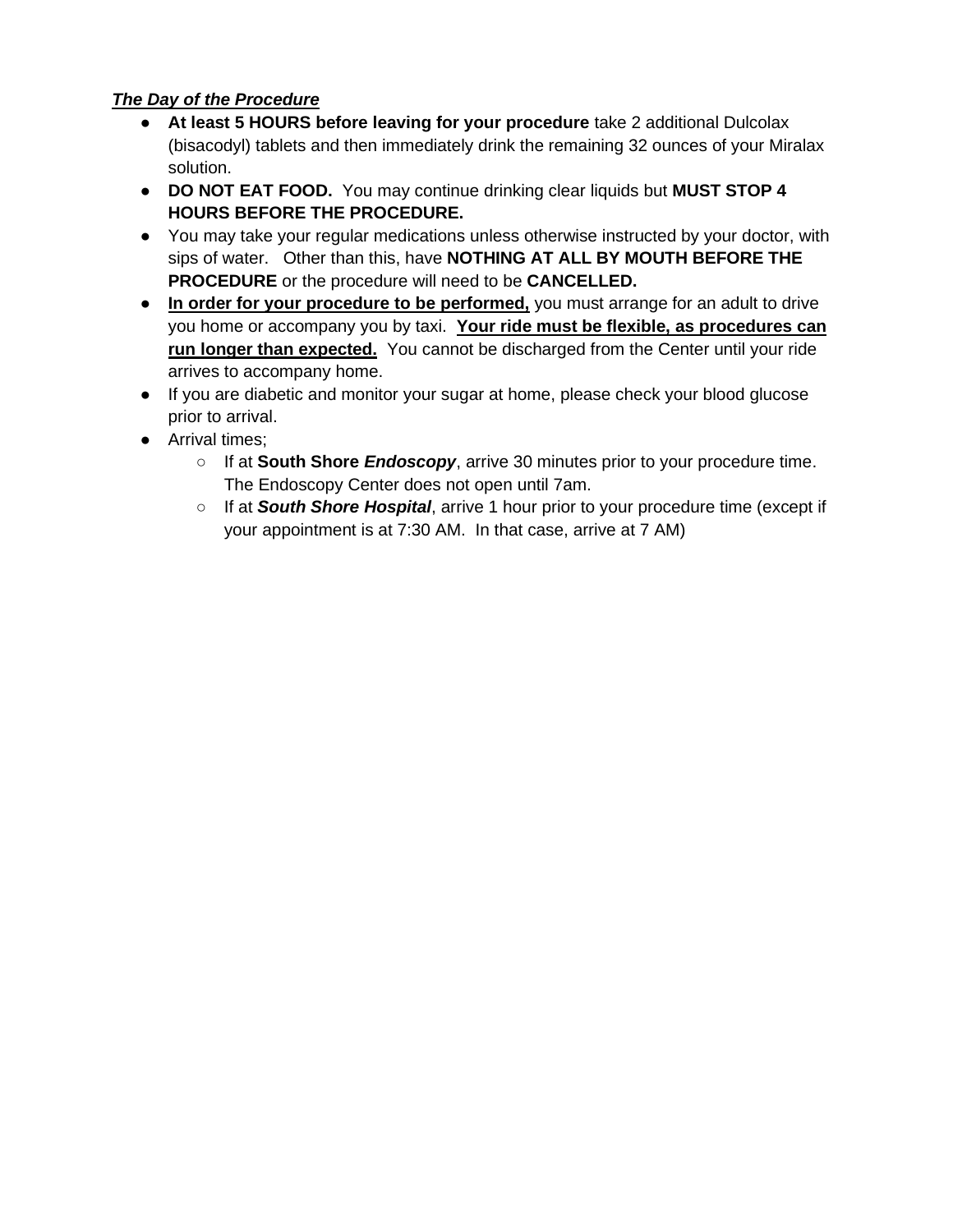***The Day of the Procedure***

- **At least 5 HOURS before leaving for your procedure** take 2 additional Dulcolax (bisacodyl) tablets and then immediately drink the remaining 32 ounces of your Miralax solution.
- **DO NOT EAT FOOD.** You may continue drinking clear liquids but **MUST STOP 4 HOURS BEFORE THE PROCEDURE.**
- You may take your regular medications unless otherwise instructed by your doctor, with sips of water. Other than this, have **NOTHING AT ALL BY MOUTH BEFORE THE PROCEDURE** or the procedure will need to be **CANCELLED.**
- <u>**In order for your procedure to be performed,**</u> you must arrange for an adult to drive you home or accompany you by taxi. <u>**Your ride must be flexible, as procedures can run longer than expected.**</u> You cannot be discharged from the Center until your ride arrives to accompany home.
- If you are diabetic and monitor your sugar at home, please check your blood glucose prior to arrival.
- Arrival times;
    - If at **South Shore *Endoscopy***, arrive 30 minutes prior to your procedure time. The Endoscopy Center does not open until 7am.
    - If at ***South Shore Hospital***, arrive 1 hour prior to your procedure time (except if your appointment is at 7:30 AM. In that case, arrive at 7 AM)